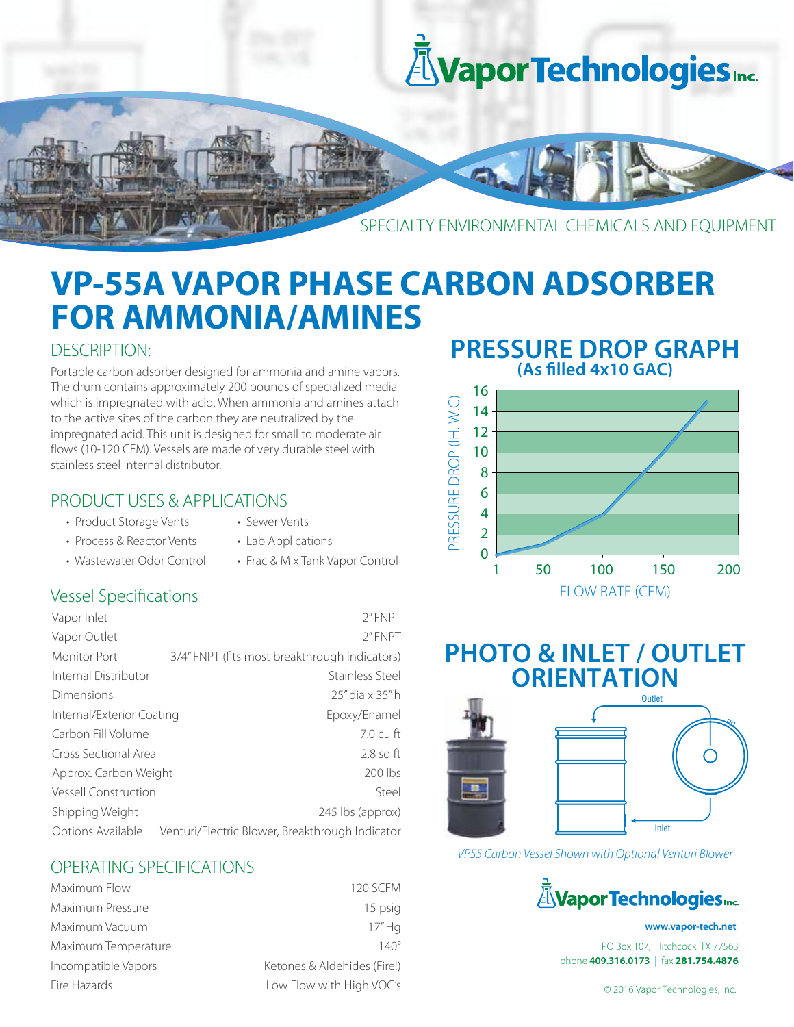# VP-55A VAPOR PHASE CARBON ADSORBER FOR AMMONIA/AMINES

SPECIALTY ENVIRONMENTAL CHEMICALS AND EQUIPMENT

## DESCRIPTION:

Portable carbon adsorber designed for ammonia and amine vapors. The drum contains approximately 200 pounds of specialized media which is impregnated with acid. When ammonia and amines attach to the active sites of the carbon they are neutralized by the impregnated acid. This unit is designed for small to moderate air flows (10-120 CFM). Vessels are made of very durable steel with stainless steel internal distributor.

## PRODUCT USES & APPLICATIONS

- Product Storage Vents
- Process & Reactor Vents
- Wastewater Odor Control
- Sewer Vents
- Lab Applications
- Frac & Mix Tank Vapor Control

## Vessel Specifications

| | |
|---|---|
| Vapor Inlet | 2" FNPT |
| Vapor Outlet | 2" FNPT |
| Monitor Port | 3/4" FNPT (fits most breakthrough indicators) |
| Internal Distributor | Stainless Steel |
| Dimensions | 25" dia x 35" h |
| Internal/Exterior Coating | Epoxy/Enamel |
| Carbon Fill Volume | 7.0 cu ft |
| Cross Sectional Area | 2.8 sq ft |
| Approx. Carbon Weight | 200 lbs |
| Vessell Construction | Steel |
| Shipping Weight | 245 lbs (approx) |
| Options Available | Venturi/Electric Blower, Breakthrough Indicator |

## OPERATING SPECIFICATIONS

| | |
|---|---|
| Maximum Flow | 120 SCFM |
| Maximum Pressure | 15 psig |
| Maximum Vacuum | 17" Hg |
| Maximum Temperature | 140° |
| Incompatible Vapors | Ketones & Aldehides (Fire!) |
| Fire Hazards | Low Flow with High VOC's |

## PRESSURE DROP GRAPH
**(As filled 4x10 GAC)**

PRESSURE DROP (IH. W.C) vs. FLOW RATE (CFM)

## PHOTO & INLET / OUTLET ORIENTATION

Outlet

Inlet

*VP55 Carbon Vessel Shown with Optional Venturi Blower*

**www.vapor-tech.net**

PO Box 107, Hitchcock, TX 77563
phone **409.316.0173** | fax **281.754.4876**

© 2016 Vapor Technologies, Inc.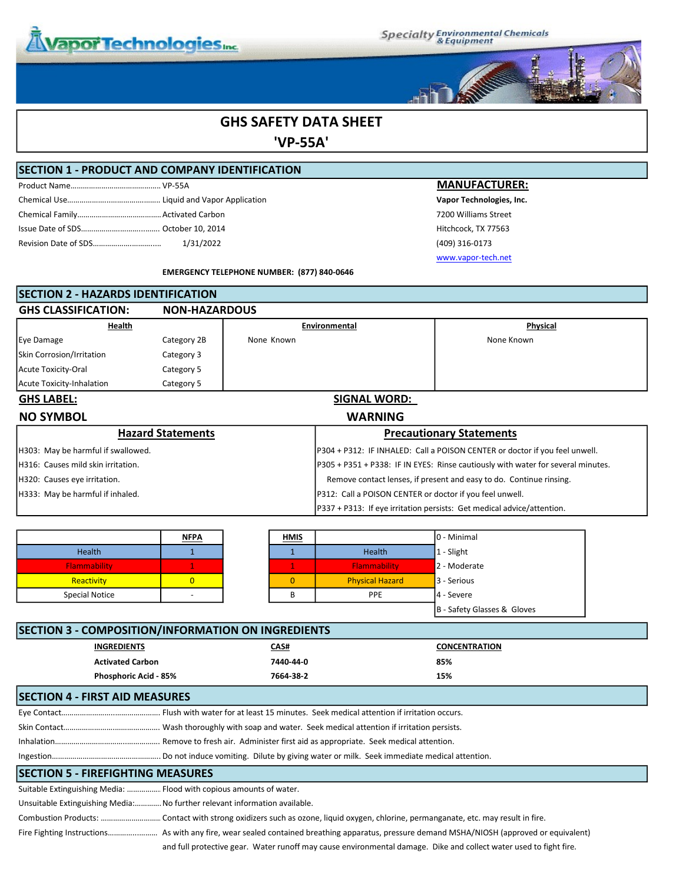# GHS SAFETY DATA SHEET
# 'VP-55A'

## SECTION 1 - PRODUCT AND COMPANY IDENTIFICATION

Product Name............................................ VP-55A
Chemical Use............................................ Liquid and Vapor Application
Chemical Family........................................ Activated Carbon
Issue Date of SDS..................................... October 10, 2014
Revision Date of SDS................................ 1/31/2022

**MANUFACTURER:**
**Vapor Technologies, Inc.**
7200 Williams Street
Hitchcock, TX 77563
(409) 316-0173
www.vapor-tech.net

**EMERGENCY TELEPHONE NUMBER: (877) 840-0646**

## SECTION 2 - HAZARDS IDENTIFICATION

**GHS CLASSIFICATION: NON-HAZARDOUS**

| Health | | Environmental | Physical |
|---|---|---|---|
| Eye Damage | Category 2B | None Known | None Known |
| Skin Corrosion/Irritation | Category 3 | | |
| Acute Toxicity-Oral | Category 5 | | |
| Acute Toxicity-Inhalation | Category 5 | | |

**GHS LABEL:** **NO SYMBOL**

**SIGNAL WORD:** **WARNING**

| Hazard Statements | Precautionary Statements |
|---|---|
| H303: May be harmful if swallowed. | P304 + P312: IF INHALED: Call a POISON CENTER or doctor if you feel unwell. |
| H316: Causes mild skin irritation. | P305 + P351 + P338: IF IN EYES: Rinse cautiously with water for several minutes. Remove contact lenses, if present and easy to do. Continue rinsing. |
| H320: Causes eye irritation. | P312: Call a POISON CENTER or doctor if you feel unwell. |
| H333: May be harmful if inhaled. | P337 + P313: If eye irritation persists: Get medical advice/attention. |

| | NFPA |
|---|---|
| Health | 1 |
| Flammability | 1 |
| Reactivity | 0 |
| Special Notice | - |

| HMIS | | |
|---|---|---|
| 1 | Health | 0 - Minimal |
| 1 | Flammability | 1 - Slight |
| 0 | Physical Hazard | 2 - Moderate |
| B | PPE | 3 - Serious |
| | | 4 - Severe |
| | | B - Safety Glasses & Gloves |

## SECTION 3 - COMPOSITION/INFORMATION ON INGREDIENTS

| INGREDIENTS | CAS# | CONCENTRATION |
|---|---|---|
| **Activated Carbon** | **7440-44-0** | **85%** |
| **Phosphoric Acid - 85%** | **7664-38-2** | **15%** |

## SECTION 4 - FIRST AID MEASURES

Eye Contact............................................... Flush with water for at least 15 minutes. Seek medical attention if irritation occurs.
Skin Contact.............................................. Wash thoroughly with soap and water. Seek medical attention if irritation persists.
Inhalation.................................................. Remove to fresh air. Administer first aid as appropriate. Seek medical attention.
Ingestion................................................... Do not induce vomiting. Dilute by giving water or milk. Seek immediate medical attention.

## SECTION 5 - FIREFIGHTING MEASURES

Suitable Extinguishing Media: ................ Flood with copious amounts of water.
Unsuitable Extinguishing Media:............. No further relevant information available.
Combustion Products: ............................ Contact with strong oxidizers such as ozone, liquid oxygen, chlorine, permanganate, etc. may result in fire.
Fire Fighting Instructions......................... As with any fire, wear sealed contained breathing apparatus, pressure demand MSHA/NIOSH (approved or equivalent) and full protective gear. Water runoff may cause environmental damage. Dike and collect water used to fight fire.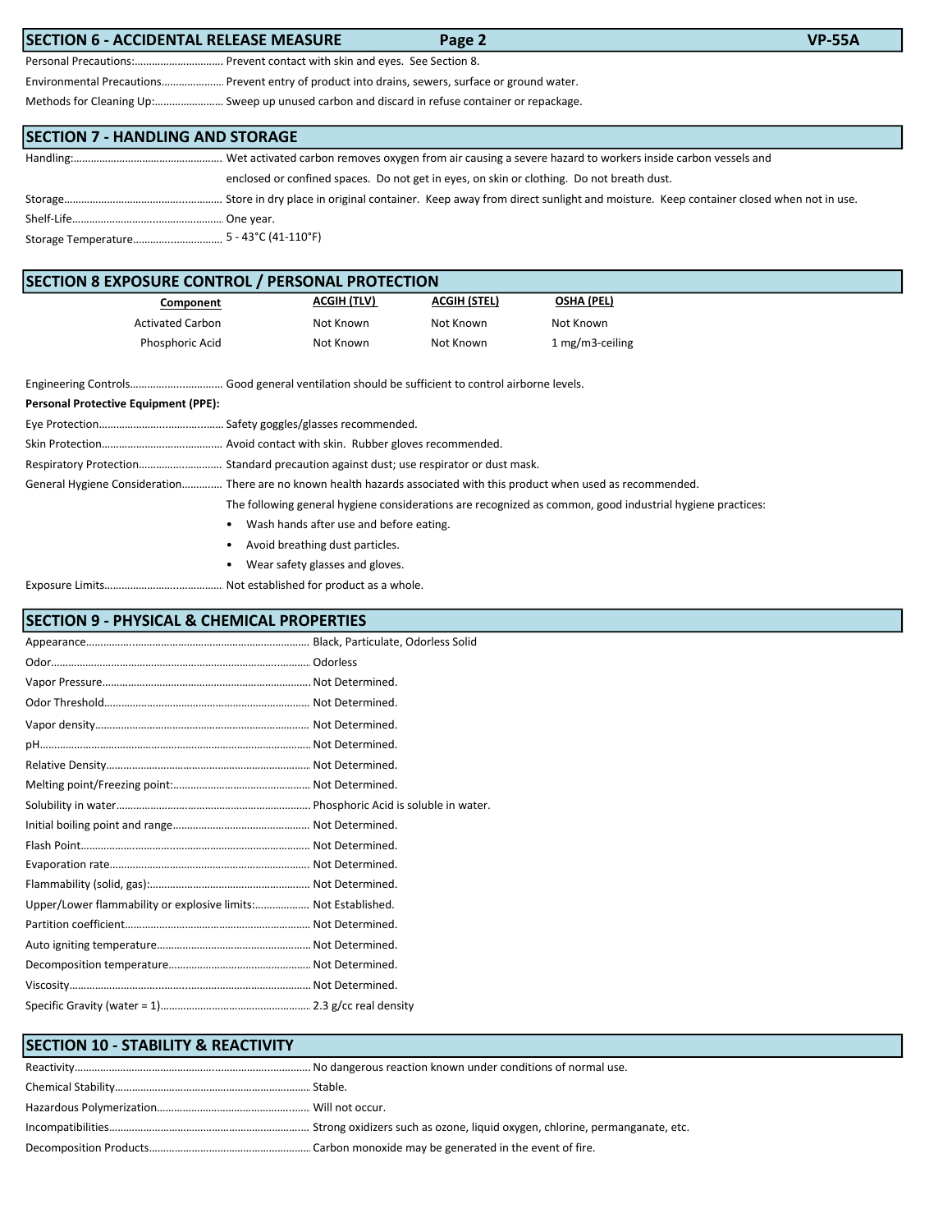## SECTION 6 - ACCIDENTAL RELEASE MEASURE

Personal Precautions:............................... Prevent contact with skin and eyes. See Section 8.

Environmental Precautions..................... Prevent entry of product into drains, sewers, surface or ground water.

Methods for Cleaning Up:........................ Sweep up unused carbon and discard in refuse container or repackage.

## SECTION 7 - HANDLING AND STORAGE

Handling:................................................... Wet activated carbon removes oxygen from air causing a severe hazard to workers inside carbon vessels and enclosed or confined spaces. Do not get in eyes, on skin or clothing. Do not breath dust.

Storage....................................................... Store in dry place in original container. Keep away from direct sunlight and moisture. Keep container closed when not in use.

Shelf-Life.................................................... One year.

Storage Temperature.............................. 5 - 43°C (41-110°F)

## SECTION 8 EXPOSURE CONTROL / PERSONAL PROTECTION

| Component | ACGIH (TLV) | ACGIH (STEL) | OSHA (PEL) |
|---|---|---|---|
| Activated Carbon | Not Known | Not Known | Not Known |
| Phosphoric Acid | Not Known | Not Known | 1 mg/m3-ceiling |

Engineering Controls................................ Good general ventilation should be sufficient to control airborne levels.

**Personal Protective Equipment (PPE):**

Eye Protection.......................................... Safety goggles/glasses recommended.

Skin Protection......................................... Avoid contact with skin. Rubber gloves recommended.

Respiratory Protection............................. Standard precaution against dust; use respirator or dust mask.

General Hygiene Consideration............. There are no known health hazards associated with this product when used as recommended.

The following general hygiene considerations are recognized as common, good industrial hygiene practices:

- Wash hands after use and before eating.
- Avoid breathing dust particles.
- Wear safety glasses and gloves.

Exposure Limits......................................... Not established for product as a whole.

## SECTION 9 - PHYSICAL & CHEMICAL PROPERTIES

Appearance............................................................................. Black, Particulate, Odorless Solid

Odor......................................................................................... Odorless

Vapor Pressure........................................................................ Not Determined.

Odor Threshold....................................................................... Not Determined.

Vapor density.......................................................................... Not Determined.

pH............................................................................................. Not Determined.

Relative Density...................................................................... Not Determined.

Melting point/Freezing point:................................................ Not Determined.

Solubility in water................................................................... Phosphoric Acid is soluble in water.

Initial boiling point and range............................................... Not Determined.

Flash Point............................................................................... Not Determined.

Evaporation rate..................................................................... Not Determined.

Flammability (solid, gas):....................................................... Not Determined.

Upper/Lower flammability or explosive limits:................... Not Established.

Partition coefficient................................................................ Not Determined.

Auto igniting temperature..................................................... Not Determined.

Decomposition temperature................................................. Not Determined.

Viscosity.................................................................................. Not Determined.

Specific Gravity (water = 1).................................................... 2.3 g/cc real density

## SECTION 10 - STABILITY & REACTIVITY

Reactivity................................................................................ No dangerous reaction known under conditions of normal use.

Chemical Stability.................................................................... Stable.

Hazardous Polymerization..................................................... Will not occur.

Incompatibilities..................................................................... Strong oxidizers such as ozone, liquid oxygen, chlorine, permanganate, etc.

Decomposition Products........................................................ Carbon monoxide may be generated in the event of fire.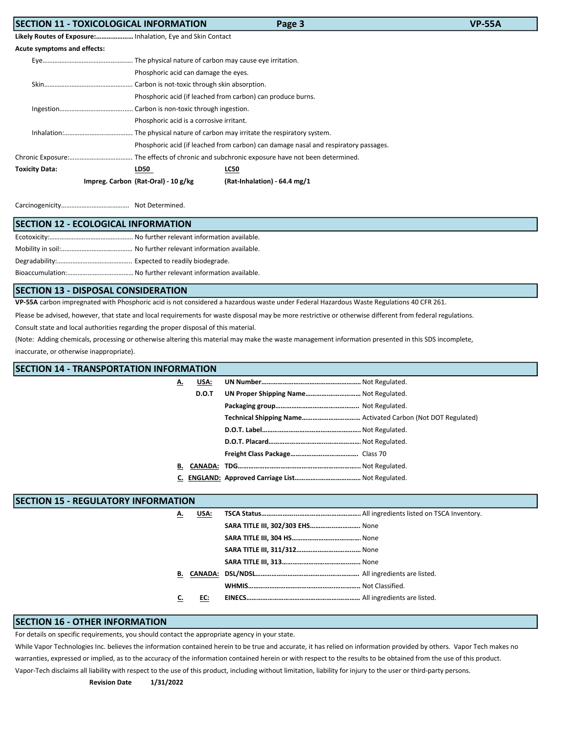## SECTION 11 - TOXICOLOGICAL INFORMATION

**Likely Routes of Exposure:**..................... Inhalation, Eye and Skin Contact

**Acute symptoms and effects:**

Eye...................................................... The physical nature of carbon may cause eye irritation.

Phosphoric acid can damage the eyes.

Skin..................................................... Carbon is not-toxic through skin absorption.

Phosphoric acid (if leached from carbon) can produce burns.

Ingestion.......................................... Carbon is non-toxic through ingestion.

Phosphoric acid is a corrosive irritant.

Inhalation:........................................ The physical nature of carbon may irritate the respiratory system.

Phosphoric acid (if leached from carbon) can damage nasal and respiratory passages.

Chronic Exposure:..................................... The effects of chronic and subchronic exposure have not been determined.

| **Toxicity Data:** | **LD50** | **LC50** |
|---|---|---|
| **Impreg. Carbon** | **(Rat-Oral) - 10 g/kg** | **(Rat-Inhalation) - 64.4 mg/1** |

Carcinogenicity......................................... Not Determined.

## SECTION 12 - ECOLOGICAL INFORMATION

Ecotoxicity:................................................. No further relevant information available.

Mobility in soil:.......................................... No further relevant information available.

Degradability:............................................ Expected to readily biodegrade.

Bioaccumulation:....................................... No further relevant information available.

## SECTION 13 - DISPOSAL CONSIDERATION

**VP-55A** carbon impregnated with Phosphoric acid is not considered a hazardous waste under Federal Hazardous Waste Regulations 40 CFR 261.

Please be advised, however, that state and local requirements for waste disposal may be more restrictive or otherwise different from federal regulations.

Consult state and local authorities regarding the proper disposal of this material.

(Note: Adding chemicals, processing or otherwise altering this material may make the waste management information presented in this SDS incomplete, inaccurate, or otherwise inappropriate).

## SECTION 14 - TRANSPORTATION INFORMATION

**A. USA: D.O.T**

**UN Number**........................................................ Not Regulated.

**UN Proper Shipping Name**.............................. Not Regulated.

**Packaging group**.............................................. Not Regulated.

**Technical Shipping Name**................................ Activated Carbon (Not DOT Regulated)

**D.O.T. Label**....................................................... Not Regulated.

**D.O.T. Placard**.................................................. Not Regulated.

**Freight Class Package**..................................... Class 70

**B. CANADA: TDG**.................................................... Not Regulated.

**C. ENGLAND: Approved Carriage List**..................................... Not Regulated.

## SECTION 15 - REGULATORY INFORMATION

**A. USA:**

**TSCA Status**...................................................... All ingredients listed on TSCA Inventory.

**SARA TITLE III, 302/303 EHS**............................ None

**SARA TITLE III, 304 HS**....................................... None

**SARA TITLE III, 311/312**..................................... None

**SARA TITLE III, 313**............................................ None

**B. CANADA:**

**DSL/NDSL**........................................................... All ingredients are listed.

**WHMIS**................................................................ Not Classified.

**C. EC:**

**EINECS**................................................................ All ingredients are listed.

## SECTION 16 - OTHER INFORMATION

For details on specific requirements, you should contact the appropriate agency in your state.

While Vapor Technologies Inc. believes the information contained herein to be true and accurate, it has relied on information provided by others. Vapor Tech makes no warranties, expressed or implied, as to the accuracy of the information contained herein or with respect to the results to be obtained from the use of this product.

Vapor-Tech disclaims all liability with respect to the use of this product, including without limitation, liability for injury to the user or third-party persons.

**Revision Date 1/31/2022**